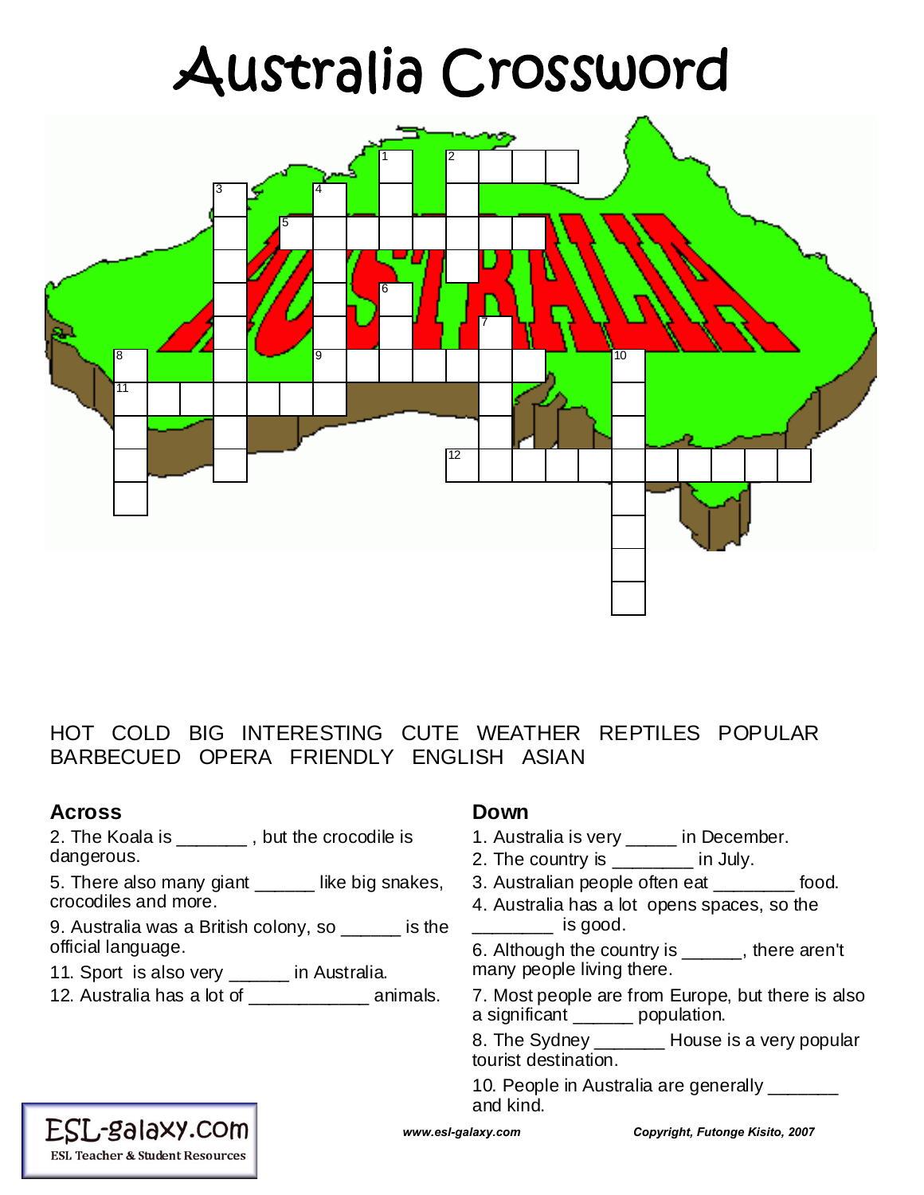# Australia Crossword

HOT COLD BIG INTERESTING CUTE WEATHER REPTILES POPULAR BARBECUED OPERA FRIENDLY ENGLISH ASIAN

### Across

2. The Koala is _______ , but the crocodile is dangerous.
5. There also many giant ______ like big snakes, crocodiles and more.
9. Australia was a British colony, so ______ is the official language.
11. Sport is also very ______ in Australia.
12. Australia has a lot of ____________ animals.

### Down

1. Australia is very _____ in December.
2. The country is ________ in July.
3. Australian people often eat ________ food.
4. Australia has a lot opens spaces, so the ________ is good.
6. Although the country is ______, there aren't many people living there.
7. Most people are from Europe, but there is also a significant ______ population.
8. The Sydney _______ House is a very popular tourist destination.
10. People in Australia are generally _______ and kind.

ESL-galaxy.com
ESL Teacher & Student Resources

*www.esl-galaxy.com*

***Copyright, Futonge Kisito, 2007***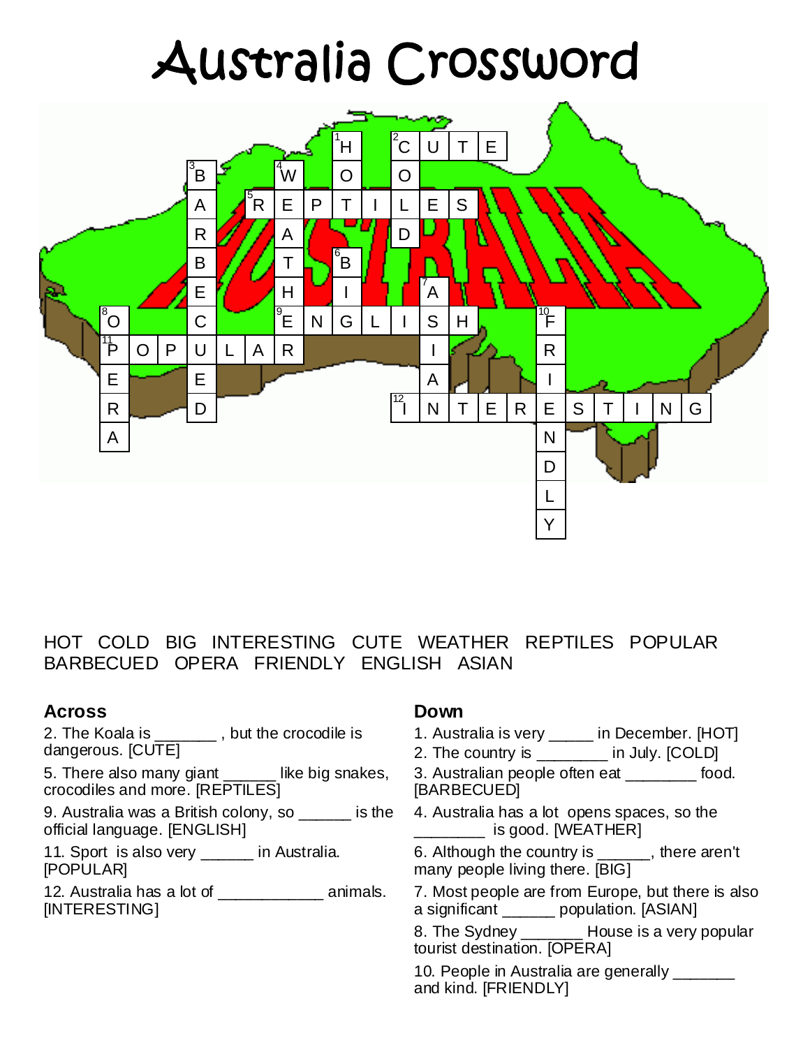# Australia Crossword

HOT COLD BIG INTERESTING CUTE WEATHER REPTILES POPULAR BARBECUED OPERA FRIENDLY ENGLISH ASIAN

### Across

2. The Koala is _______ , but the crocodile is dangerous. [CUTE]
5. There also many giant ______ like big snakes, crocodiles and more. [REPTILES]
9. Australia was a British colony, so ______ is the official language. [ENGLISH]
11. Sport is also very ______ in Australia. [POPULAR]
12. Australia has a lot of ____________ animals. [INTERESTING]

### Down

1. Australia is very _____ in December. [HOT]
2. The country is ________ in July. [COLD]
3. Australian people often eat ________ food. [BARBECUED]
4. Australia has a lot opens spaces, so the ________ is good. [WEATHER]
6. Although the country is ______, there aren't many people living there. [BIG]
7. Most people are from Europe, but there is also a significant ______ population. [ASIAN]
8. The Sydney _______ House is a very popular tourist destination. [OPERA]
10. People in Australia are generally _______ and kind. [FRIENDLY]